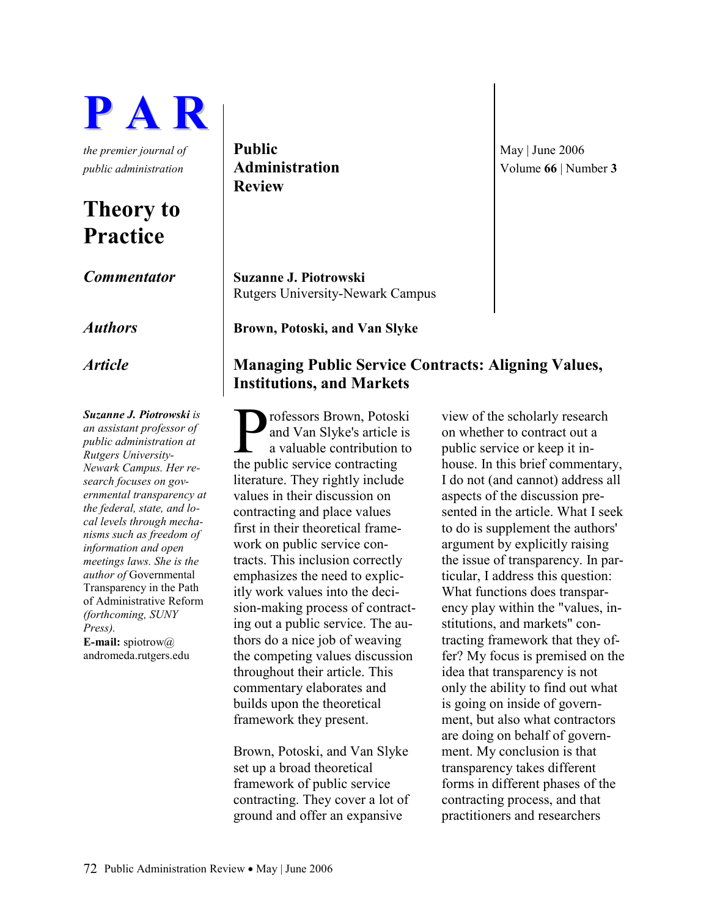# P A R

*the premier journal of public administration*

**Public Administration Review**

May | June 2006
Volume **66** | Number **3**

## Theory to Practice

***Commentator***

**Suzanne J. Piotrowski**
Rutgers University-Newark Campus

***Authors***

**Brown, Potoski, and Van Slyke**

***Article***

**Managing Public Service Contracts: Aligning Values, Institutions, and Markets**

***Suzanne J. Piotrowski** is an assistant professor of public administration at Rutgers University-Newark Campus. Her research focuses on governmental transparency at the federal, state, and local levels through mechanisms such as freedom of information and open meetings laws. She is the author of* Governmental Transparency in the Path of Administrative Reform *(forthcoming, SUNY Press).*
**E-mail:** spiotrow@andromeda.rutgers.edu

Professors Brown, Potoski and Van Slyke's article is a valuable contribution to the public service contracting literature. They rightly include values in their discussion on contracting and place values first in their theoretical framework on public service contracts. This inclusion correctly emphasizes the need to explicitly work values into the decision-making process of contracting out a public service. The authors do a nice job of weaving the competing values discussion throughout their article. This commentary elaborates and builds upon the theoretical framework they present.

Brown, Potoski, and Van Slyke set up a broad theoretical framework of public service contracting. They cover a lot of ground and offer an expansive view of the scholarly research on whether to contract out a public service or keep it in-house. In this brief commentary, I do not (and cannot) address all aspects of the discussion presented in the article. What I seek to do is supplement the authors' argument by explicitly raising the issue of transparency. In particular, I address this question: What functions does transparency play within the "values, institutions, and markets" contracting framework that they offer? My focus is premised on the idea that transparency is not only the ability to find out what is going on inside of government, but also what contractors are doing on behalf of government. My conclusion is that transparency takes different forms in different phases of the contracting process, and that practitioners and researchers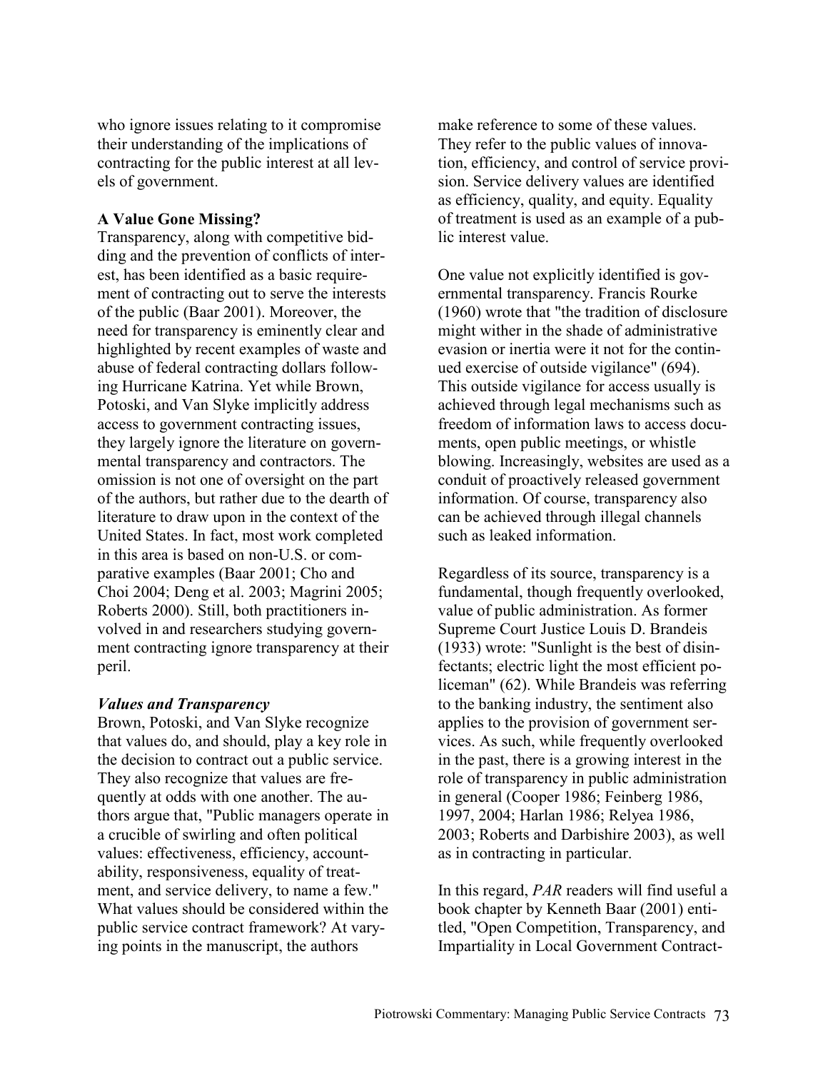who ignore issues relating to it compromise their understanding of the implications of contracting for the public interest at all levels of government.

**A Value Gone Missing?**

Transparency, along with competitive bidding and the prevention of conflicts of interest, has been identified as a basic requirement of contracting out to serve the interests of the public (Baar 2001). Moreover, the need for transparency is eminently clear and highlighted by recent examples of waste and abuse of federal contracting dollars following Hurricane Katrina. Yet while Brown, Potoski, and Van Slyke implicitly address access to government contracting issues, they largely ignore the literature on governmental transparency and contractors. The omission is not one of oversight on the part of the authors, but rather due to the dearth of literature to draw upon in the context of the United States. In fact, most work completed in this area is based on non-U.S. or comparative examples (Baar 2001; Cho and Choi 2004; Deng et al. 2003; Magrini 2005; Roberts 2000). Still, both practitioners involved in and researchers studying government contracting ignore transparency at their peril.

***Values and Transparency***

Brown, Potoski, and Van Slyke recognize that values do, and should, play a key role in the decision to contract out a public service. They also recognize that values are frequently at odds with one another. The authors argue that, "Public managers operate in a crucible of swirling and often political values: effectiveness, efficiency, accountability, responsiveness, equality of treatment, and service delivery, to name a few." What values should be considered within the public service contract framework? At varying points in the manuscript, the authors make reference to some of these values. They refer to the public values of innovation, efficiency, and control of service provision. Service delivery values are identified as efficiency, quality, and equity. Equality of treatment is used as an example of a public interest value.

One value not explicitly identified is governmental transparency. Francis Rourke (1960) wrote that "the tradition of disclosure might wither in the shade of administrative evasion or inertia were it not for the continued exercise of outside vigilance" (694). This outside vigilance for access usually is achieved through legal mechanisms such as freedom of information laws to access documents, open public meetings, or whistle blowing. Increasingly, websites are used as a conduit of proactively released government information. Of course, transparency also can be achieved through illegal channels such as leaked information.

Regardless of its source, transparency is a fundamental, though frequently overlooked, value of public administration. As former Supreme Court Justice Louis D. Brandeis (1933) wrote: "Sunlight is the best of disinfectants; electric light the most efficient policeman" (62). While Brandeis was referring to the banking industry, the sentiment also applies to the provision of government services. As such, while frequently overlooked in the past, there is a growing interest in the role of transparency in public administration in general (Cooper 1986; Feinberg 1986, 1997, 2004; Harlan 1986; Relyea 1986, 2003; Roberts and Darbishire 2003), as well as in contracting in particular.

In this regard, *PAR* readers will find useful a book chapter by Kenneth Baar (2001) entitled, "Open Competition, Transparency, and Impartiality in Local Government Contract-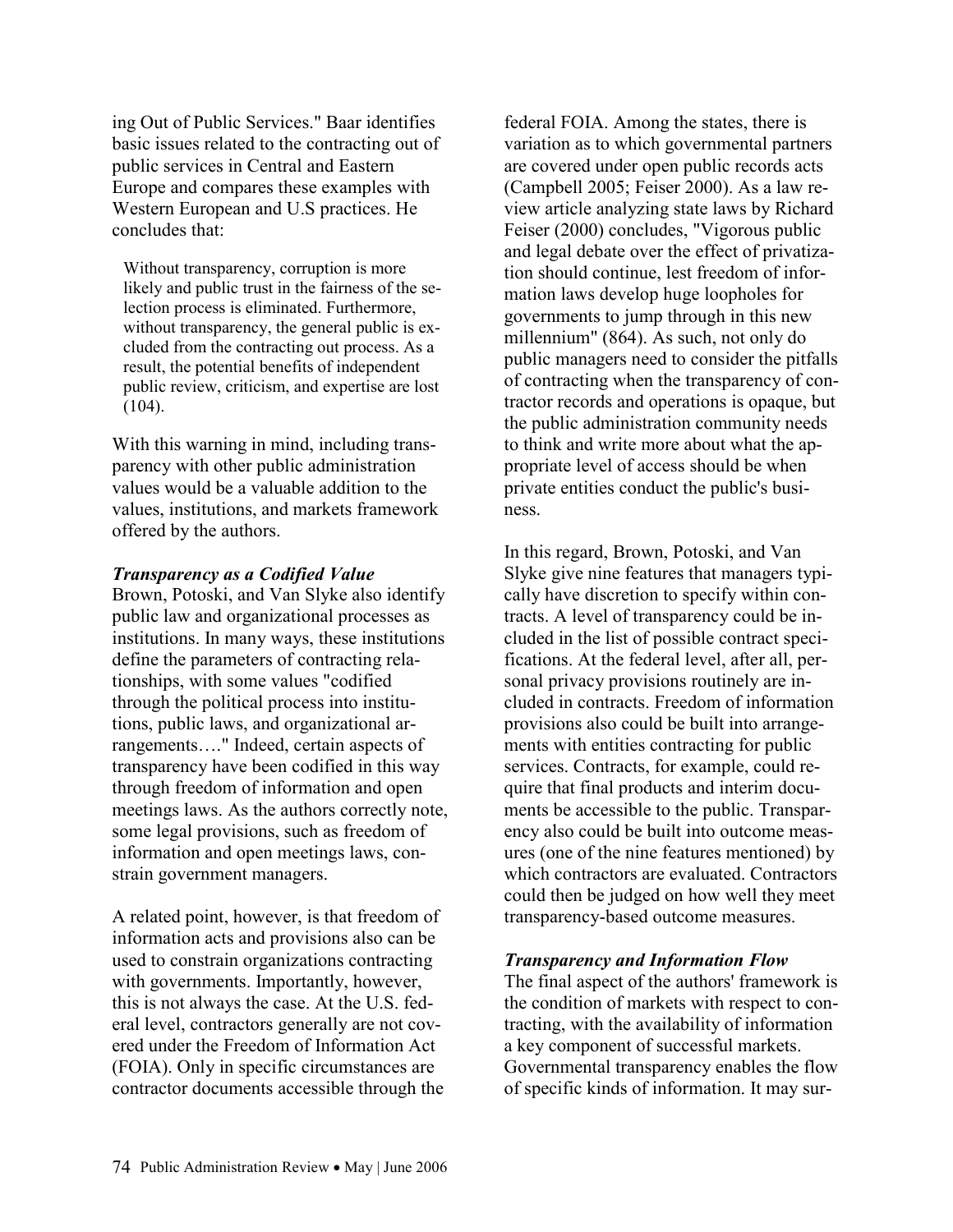ing Out of Public Services." Baar identifies basic issues related to the contracting out of public services in Central and Eastern Europe and compares these examples with Western European and U.S practices. He concludes that:

> Without transparency, corruption is more likely and public trust in the fairness of the selection process is eliminated. Furthermore, without transparency, the general public is excluded from the contracting out process. As a result, the potential benefits of independent public review, criticism, and expertise are lost (104).

With this warning in mind, including transparency with other public administration values would be a valuable addition to the values, institutions, and markets framework offered by the authors.

***Transparency as a Codified Value***

Brown, Potoski, and Van Slyke also identify public law and organizational processes as institutions. In many ways, these institutions define the parameters of contracting relationships, with some values "codified through the political process into institutions, public laws, and organizational arrangements…." Indeed, certain aspects of transparency have been codified in this way through freedom of information and open meetings laws. As the authors correctly note, some legal provisions, such as freedom of information and open meetings laws, constrain government managers.

A related point, however, is that freedom of information acts and provisions also can be used to constrain organizations contracting with governments. Importantly, however, this is not always the case. At the U.S. federal level, contractors generally are not covered under the Freedom of Information Act (FOIA). Only in specific circumstances are contractor documents accessible through the federal FOIA. Among the states, there is variation as to which governmental partners are covered under open public records acts (Campbell 2005; Feiser 2000). As a law review article analyzing state laws by Richard Feiser (2000) concludes, "Vigorous public and legal debate over the effect of privatization should continue, lest freedom of information laws develop huge loopholes for governments to jump through in this new millennium" (864). As such, not only do public managers need to consider the pitfalls of contracting when the transparency of contractor records and operations is opaque, but the public administration community needs to think and write more about what the appropriate level of access should be when private entities conduct the public's business.

In this regard, Brown, Potoski, and Van Slyke give nine features that managers typically have discretion to specify within contracts. A level of transparency could be included in the list of possible contract specifications. At the federal level, after all, personal privacy provisions routinely are included in contracts. Freedom of information provisions also could be built into arrangements with entities contracting for public services. Contracts, for example, could require that final products and interim documents be accessible to the public. Transparency also could be built into outcome measures (one of the nine features mentioned) by which contractors are evaluated. Contractors could then be judged on how well they meet transparency-based outcome measures.

***Transparency and Information Flow***

The final aspect of the authors' framework is the condition of markets with respect to contracting, with the availability of information a key component of successful markets. Governmental transparency enables the flow of specific kinds of information. It may sur-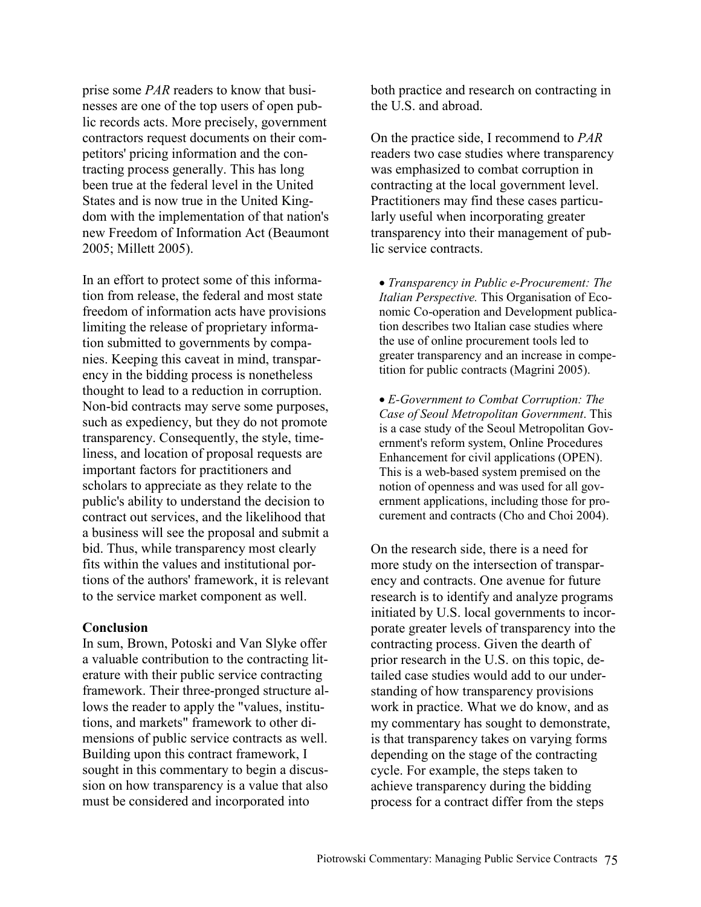prise some *PAR* readers to know that businesses are one of the top users of open public records acts. More precisely, government contractors request documents on their competitors' pricing information and the contracting process generally. This has long been true at the federal level in the United States and is now true in the United Kingdom with the implementation of that nation's new Freedom of Information Act (Beaumont 2005; Millett 2005).

In an effort to protect some of this information from release, the federal and most state freedom of information acts have provisions limiting the release of proprietary information submitted to governments by companies. Keeping this caveat in mind, transparency in the bidding process is nonetheless thought to lead to a reduction in corruption. Non-bid contracts may serve some purposes, such as expediency, but they do not promote transparency. Consequently, the style, timeliness, and location of proposal requests are important factors for practitioners and scholars to appreciate as they relate to the public's ability to understand the decision to contract out services, and the likelihood that a business will see the proposal and submit a bid. Thus, while transparency most clearly fits within the values and institutional portions of the authors' framework, it is relevant to the service market component as well.

**Conclusion**

In sum, Brown, Potoski and Van Slyke offer a valuable contribution to the contracting literature with their public service contracting framework. Their three-pronged structure allows the reader to apply the "values, institutions, and markets" framework to other dimensions of public service contracts as well. Building upon this contract framework, I sought in this commentary to begin a discussion on how transparency is a value that also must be considered and incorporated into both practice and research on contracting in the U.S. and abroad.

On the practice side, I recommend to *PAR* readers two case studies where transparency was emphasized to combat corruption in contracting at the local government level. Practitioners may find these cases particularly useful when incorporating greater transparency into their management of public service contracts.

- *Transparency in Public e-Procurement: The Italian Perspective.* This Organisation of Economic Co-operation and Development publication describes two Italian case studies where the use of online procurement tools led to greater transparency and an increase in competition for public contracts (Magrini 2005).

- *E-Government to Combat Corruption: The Case of Seoul Metropolitan Government*. This is a case study of the Seoul Metropolitan Government's reform system, Online Procedures Enhancement for civil applications (OPEN). This is a web-based system premised on the notion of openness and was used for all government applications, including those for procurement and contracts (Cho and Choi 2004).

On the research side, there is a need for more study on the intersection of transparency and contracts. One avenue for future research is to identify and analyze programs initiated by U.S. local governments to incorporate greater levels of transparency into the contracting process. Given the dearth of prior research in the U.S. on this topic, detailed case studies would add to our understanding of how transparency provisions work in practice. What we do know, and as my commentary has sought to demonstrate, is that transparency takes on varying forms depending on the stage of the contracting cycle. For example, the steps taken to achieve transparency during the bidding process for a contract differ from the steps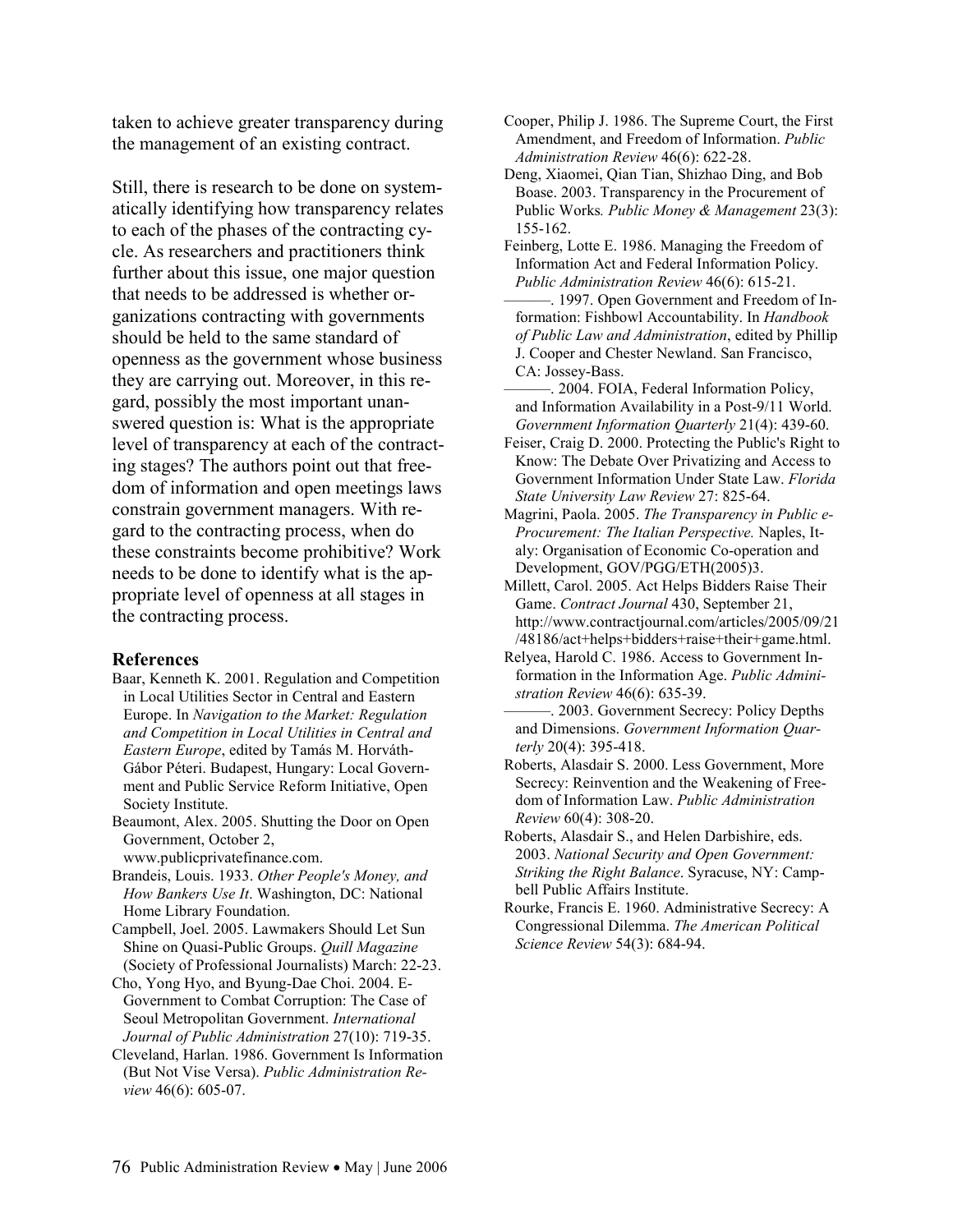taken to achieve greater transparency during the management of an existing contract.

Still, there is research to be done on systematically identifying how transparency relates to each of the phases of the contracting cycle. As researchers and practitioners think further about this issue, one major question that needs to be addressed is whether organizations contracting with governments should be held to the same standard of openness as the government whose business they are carrying out. Moreover, in this regard, possibly the most important unanswered question is: What is the appropriate level of transparency at each of the contracting stages? The authors point out that freedom of information and open meetings laws constrain government managers. With regard to the contracting process, when do these constraints become prohibitive? Work needs to be done to identify what is the appropriate level of openness at all stages in the contracting process.

## References

Baar, Kenneth K. 2001. Regulation and Competition in Local Utilities Sector in Central and Eastern Europe. In *Navigation to the Market: Regulation and Competition in Local Utilities in Central and Eastern Europe*, edited by Tamás M. Horváth-Gábor Péteri. Budapest, Hungary: Local Government and Public Service Reform Initiative, Open Society Institute.

Beaumont, Alex. 2005. Shutting the Door on Open Government, October 2, www.publicprivatefinance.com.

Brandeis, Louis. 1933. *Other People's Money, and How Bankers Use It*. Washington, DC: National Home Library Foundation.

Campbell, Joel. 2005. Lawmakers Should Let Sun Shine on Quasi-Public Groups. *Quill Magazine* (Society of Professional Journalists) March: 22-23.

Cho, Yong Hyo, and Byung-Dae Choi. 2004. E-Government to Combat Corruption: The Case of Seoul Metropolitan Government. *International Journal of Public Administration* 27(10): 719-35.

Cleveland, Harlan. 1986. Government Is Information (But Not Vise Versa). *Public Administration Review* 46(6): 605-07.

Cooper, Philip J. 1986. The Supreme Court, the First Amendment, and Freedom of Information. *Public Administration Review* 46(6): 622-28.

Deng, Xiaomei, Qian Tian, Shizhao Ding, and Bob Boase. 2003. Transparency in the Procurement of Public Works*. Public Money & Management* 23(3): 155-162.

Feinberg, Lotte E. 1986. Managing the Freedom of Information Act and Federal Information Policy. *Public Administration Review* 46(6): 615-21.

———. 1997. Open Government and Freedom of Information: Fishbowl Accountability. In *Handbook of Public Law and Administration*, edited by Phillip J. Cooper and Chester Newland. San Francisco, CA: Jossey-Bass.

———. 2004. FOIA, Federal Information Policy, and Information Availability in a Post-9/11 World. *Government Information Quarterly* 21(4): 439-60.

Feiser, Craig D. 2000. Protecting the Public's Right to Know: The Debate Over Privatizing and Access to Government Information Under State Law. *Florida State University Law Review* 27: 825-64.

Magrini, Paola. 2005. *The Transparency in Public e-Procurement: The Italian Perspective.* Naples, Italy: Organisation of Economic Co-operation and Development, GOV/PGG/ETH(2005)3.

Millett, Carol. 2005. Act Helps Bidders Raise Their Game. *Contract Journal* 430, September 21, http://www.contractjournal.com/articles/2005/09/21/48186/act+helps+bidders+raise+their+game.html.

Relyea, Harold C. 1986. Access to Government Information in the Information Age. *Public Administration Review* 46(6): 635-39.

———. 2003. Government Secrecy: Policy Depths and Dimensions. *Government Information Quarterly* 20(4): 395-418.

Roberts, Alasdair S. 2000. Less Government, More Secrecy: Reinvention and the Weakening of Freedom of Information Law. *Public Administration Review* 60(4): 308-20.

Roberts, Alasdair S., and Helen Darbishire, eds. 2003. *National Security and Open Government: Striking the Right Balance*. Syracuse, NY: Campbell Public Affairs Institute.

Rourke, Francis E. 1960. Administrative Secrecy: A Congressional Dilemma. *The American Political Science Review* 54(3): 684-94.